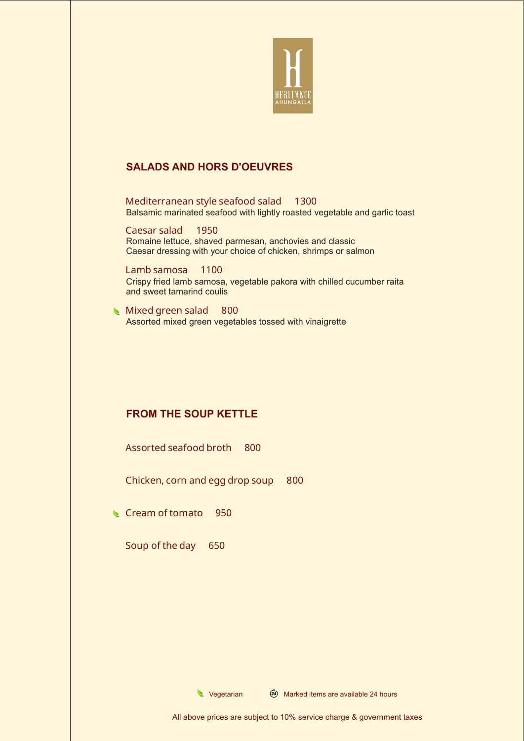HERITANCE
AHUNGALLA

## SALADS AND HORS D'OEUVRES

**Mediterranean style seafood salad** 1300
Balsamic marinated seafood with lightly roasted vegetable and garlic toast

**Caesar salad** 1950
Romaine lettuce, shaved parmesan, anchovies and classic
Caesar dressing with your choice of chicken, shrimps or salmon

**Lamb samosa** 1100
Crispy fried lamb samosa, vegetable pakora with chilled cucumber raita
and sweet tamarind coulis

(Vegetarian) **Mixed green salad** 800
Assorted mixed green vegetables tossed with vinaigrette

## FROM THE SOUP KETTLE

**Assorted seafood broth** 800

**Chicken, corn and egg drop soup** 800

(Vegetarian) **Cream of tomato** 950

**Soup of the day** 650

Vegetarian — (24) Marked items are available 24 hours

All above prices are subject to 10% service charge & government taxes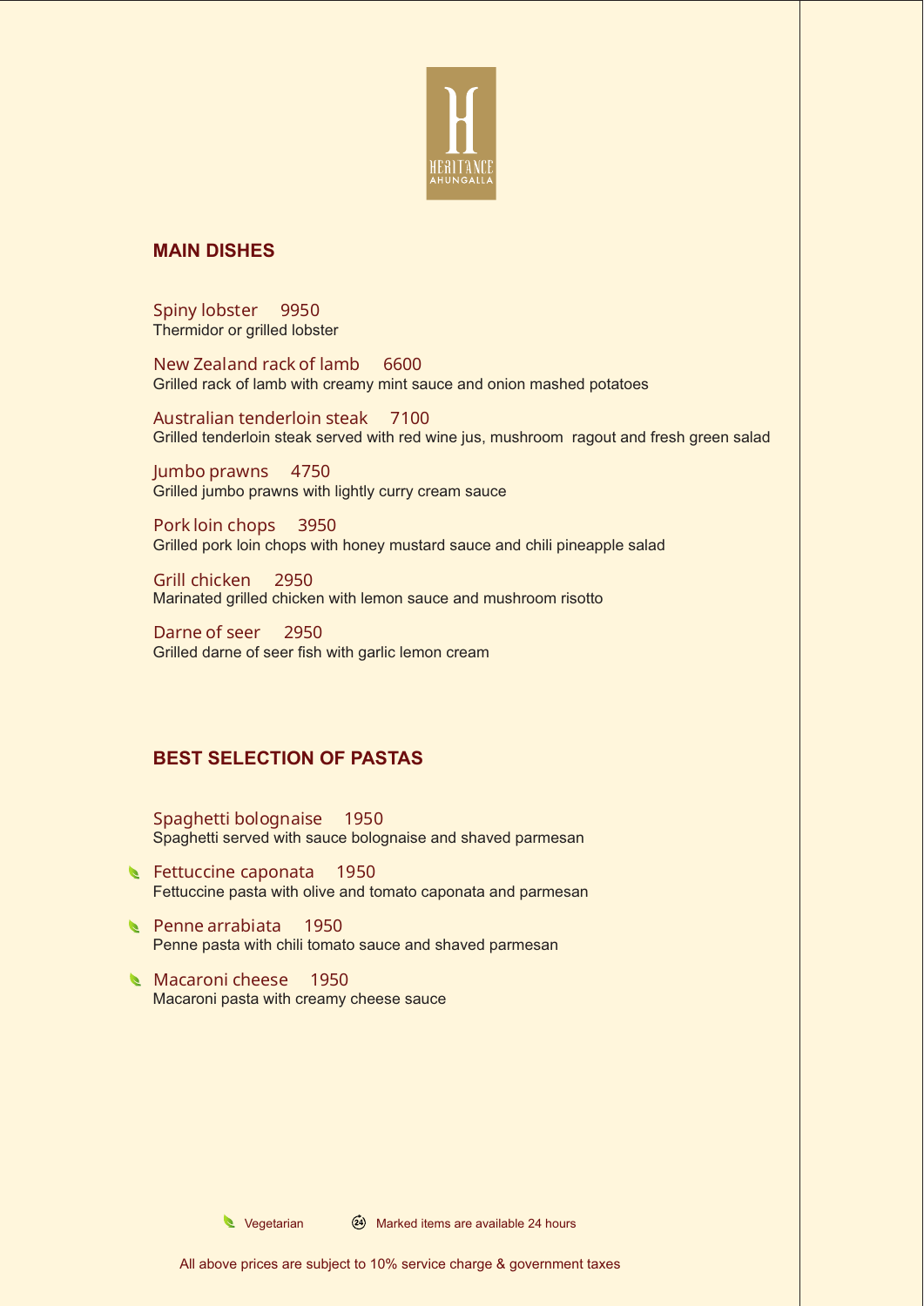HERITANCE AHUNGALLA

## MAIN DISHES

Spiny lobster 9950
Thermidor or grilled lobster

New Zealand rack of lamb 6600
Grilled rack of lamb with creamy mint sauce and onion mashed potatoes

Australian tenderloin steak 7100
Grilled tenderloin steak served with red wine jus, mushroom ragout and fresh green salad

Jumbo prawns 4750
Grilled jumbo prawns with lightly curry cream sauce

Pork loin chops 3950
Grilled pork loin chops with honey mustard sauce and chili pineapple salad

Grill chicken 2950
Marinated grilled chicken with lemon sauce and mushroom risotto

Darne of seer 2950
Grilled darne of seer fish with garlic lemon cream

## BEST SELECTION OF PASTAS

Spaghetti bolognaise 1950
Spaghetti served with sauce bolognaise and shaved parmesan

(Vegetarian) Fettuccine caponata 1950
Fettuccine pasta with olive and tomato caponata and parmesan

(Vegetarian) Penne arrabiata 1950
Penne pasta with chili tomato sauce and shaved parmesan

(Vegetarian) Macaroni cheese 1950
Macaroni pasta with creamy cheese sauce

Vegetarian &nbsp;&nbsp;&nbsp; (24) Marked items are available 24 hours

All above prices are subject to 10% service charge & government taxes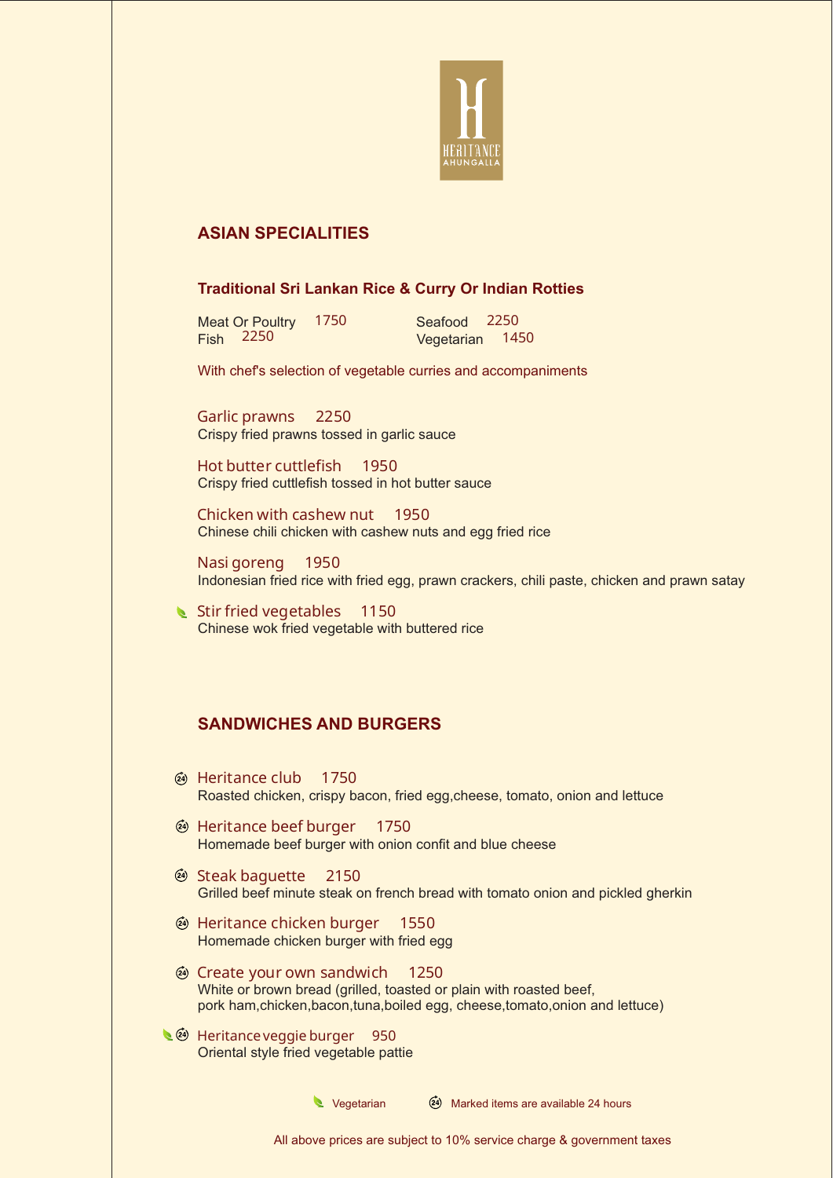HERITANCE AHUNGALLA

## ASIAN SPECIALITIES

### Traditional Sri Lankan Rice & Curry Or Indian Rotties

Meat Or Poultry 1750
Fish 2250
Seafood 2250
Vegetarian 1450

With chef's selection of vegetable curries and accompaniments

Garlic prawns 2250
Crispy fried prawns tossed in garlic sauce

Hot butter cuttlefish 1950
Crispy fried cuttlefish tossed in hot butter sauce

Chicken with cashew nut 1950
Chinese chili chicken with cashew nuts and egg fried rice

Nasi goreng 1950
Indonesian fried rice with fried egg, prawn crackers, chili paste, chicken and prawn satay

(V) Stir fried vegetables 1150
Chinese wok fried vegetable with buttered rice

## SANDWICHES AND BURGERS

(24) Heritance club 1750
Roasted chicken, crispy bacon, fried egg,cheese, tomato, onion and lettuce

(24) Heritance beef burger 1750
Homemade beef burger with onion confit and blue cheese

(24) Steak baguette 2150
Grilled beef minute steak on french bread with tomato onion and pickled gherkin

(24) Heritance chicken burger 1550
Homemade chicken burger with fried egg

(24) Create your own sandwich 1250
White or brown bread (grilled, toasted or plain with roasted beef, pork ham,chicken,bacon,tuna,boiled egg, cheese,tomato,onion and lettuce)

(V) (24) Heritance veggie burger 950
Oriental style fried vegetable pattie

(V) Vegetarian (24) Marked items are available 24 hours

All above prices are subject to 10% service charge & government taxes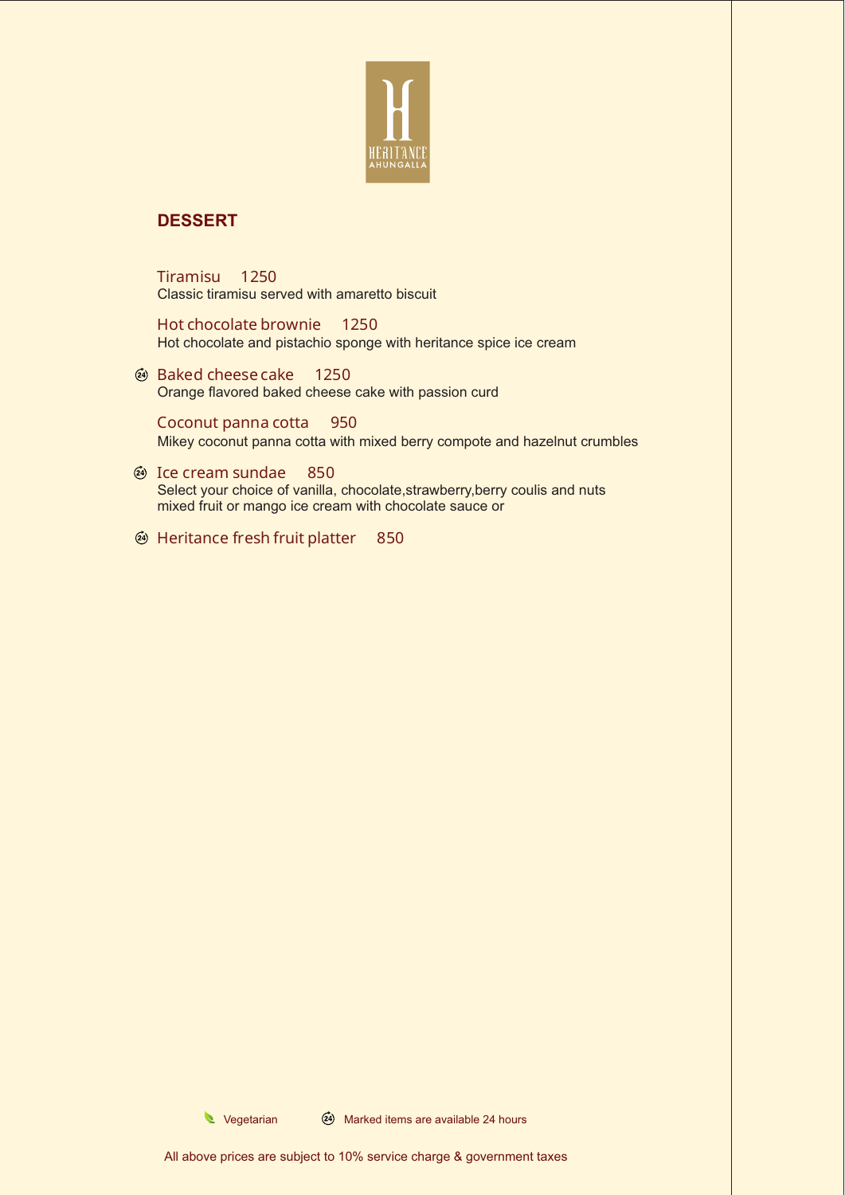HERITANCE AHUNGALLA

## DESSERT

Tiramisu 1250
Classic tiramisu served with amaretto biscuit

Hot chocolate brownie 1250
Hot chocolate and pistachio sponge with heritance spice ice cream

(24) Baked cheese cake 1250
Orange flavored baked cheese cake with passion curd

Coconut panna cotta 950
Mikey coconut panna cotta with mixed berry compote and hazelnut crumbles

(24) Ice cream sundae 850
Select your choice of vanilla, chocolate,strawberry,berry coulis and nuts
mixed fruit or mango ice cream with chocolate sauce or

(24) Heritance fresh fruit platter 850

Vegetarian (24) Marked items are available 24 hours

All above prices are subject to 10% service charge & government taxes